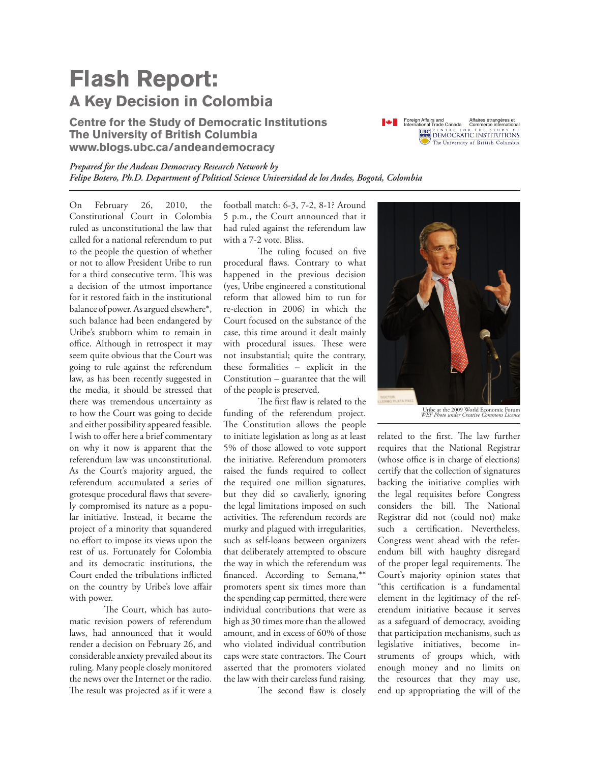# Flash Report:
## A Key Decision in Colombia

**Centre for the Study of Democratic Institutions**
**The University of British Columbia**
**www.blogs.ubc.ca/andeandemocracy**

*Prepared for the Andean Democracy Research Network by*
*Felipe Botero, Ph.D. Department of Political Science Universidad de los Andes, Bogotá, Colombia*

On February 26, 2010, the Constitutional Court in Colombia ruled as unconstitutional the law that called for a national referendum to put to the people the question of whether or not to allow President Uribe to run for a third consecutive term. This was a decision of the utmost importance for it restored faith in the institutional balance of power. As argued elsewhere*, such balance had been endangered by Uribe's stubborn whim to remain in office. Although in retrospect it may seem quite obvious that the Court was going to rule against the referendum law, as has been recently suggested in the media, it should be stressed that there was tremendous uncertainty as to how the Court was going to decide and either possibility appeared feasible. I wish to offer here a brief commentary on why it now is apparent that the referendum law was unconstitutional. As the Court's majority argued, the referendum accumulated a series of grotesque procedural flaws that severely compromised its nature as a popular initiative. Instead, it became the project of a minority that squandered no effort to impose its views upon the rest of us. Fortunately for Colombia and its democratic institutions, the Court ended the tribulations inflicted on the country by Uribe's love affair with power.

The Court, which has automatic revision powers of referendum laws, had announced that it would render a decision on February 26, and considerable anxiety prevailed about its ruling. Many people closely monitored the news over the Internet or the radio. The result was projected as if it were a football match: 6-3, 7-2, 8-1? Around 5 p.m., the Court announced that it had ruled against the referendum law with a 7-2 vote. Bliss.

The ruling focused on five procedural flaws. Contrary to what happened in the previous decision (yes, Uribe engineered a constitutional reform that allowed him to run for re-election in 2006) in which the Court focused on the substance of the case, this time around it dealt mainly with procedural issues. These were not insubstantial; quite the contrary, these formalities – explicit in the Constitution – guarantee that the will of the people is preserved.

The first flaw is related to the funding of the referendum project. The Constitution allows the people to initiate legislation as long as at least 5% of those allowed to vote support the initiative. Referendum promoters raised the funds required to collect the required one million signatures, but they did so cavalierly, ignoring the legal limitations imposed on such activities. The referendum records are murky and plagued with irregularities, such as self-loans between organizers that deliberately attempted to obscure the way in which the referendum was financed. According to Semana,** promoters spent six times more than the spending cap permitted, there were individual contributions that were as high as 30 times more than the allowed amount, and in excess of 60% of those who violated individual contribution caps were state contractors. The Court asserted that the promoters violated the law with their careless fund raising.

Uribe at the 2009 World Economic Forum
*WEF Photo under Creative Commons Licence*

The second flaw is closely related to the first. The law further requires that the National Registrar (whose office is in charge of elections) certify that the collection of signatures backing the initiative complies with the legal requisites before Congress considers the bill. The National Registrar did not (could not) make such a certification. Nevertheless, Congress went ahead with the referendum bill with haughty disregard of the proper legal requirements. The Court's majority opinion states that "this certification is a fundamental element in the legitimacy of the referendum initiative because it serves as a safeguard of democracy, avoiding that participation mechanisms, such as legislative initiatives, become instruments of groups which, with enough money and no limits on the resources that they may use, end up appropriating the will of the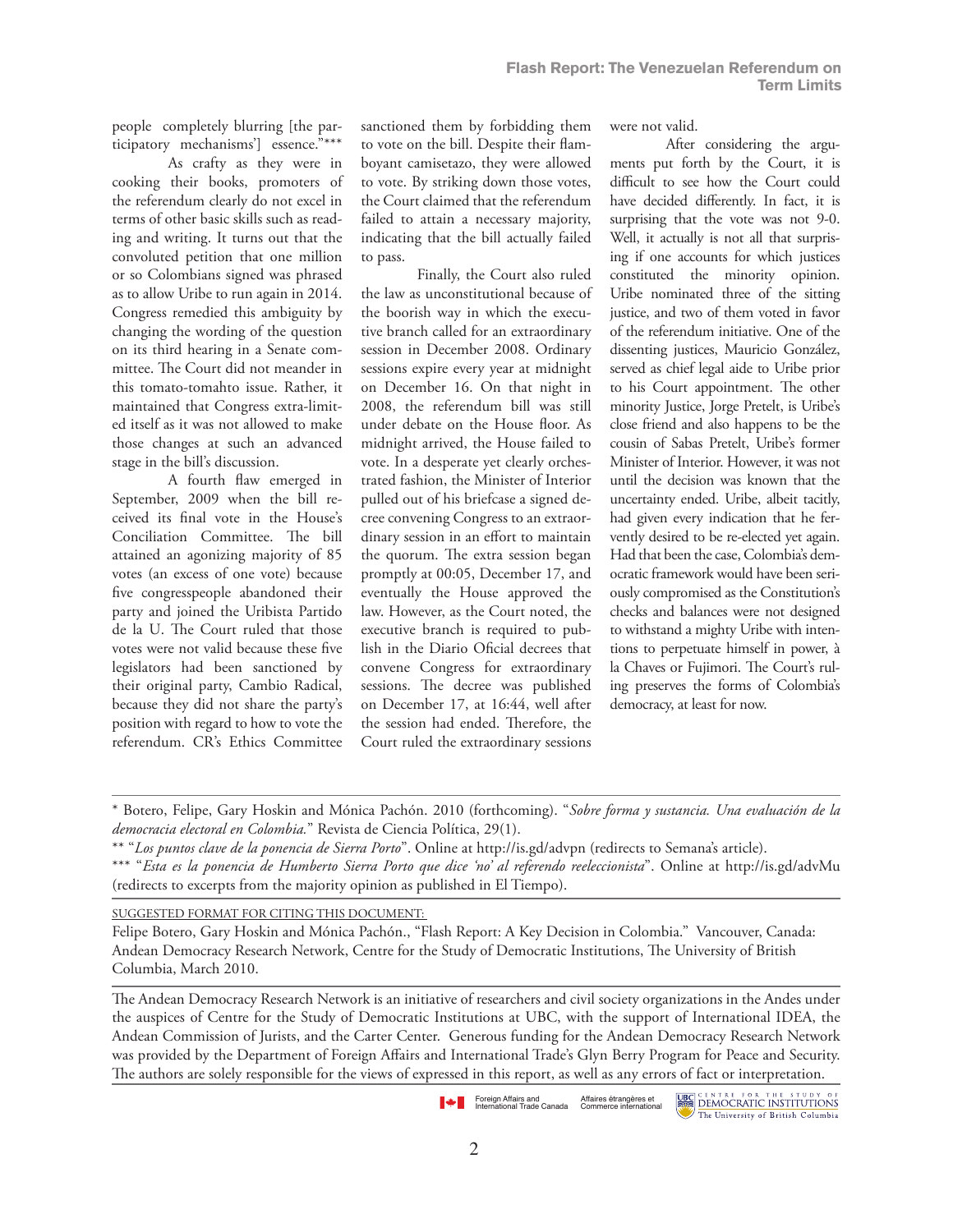people completely blurring [the participatory mechanisms'] essence."***

As crafty as they were in cooking their books, promoters of the referendum clearly do not excel in terms of other basic skills such as reading and writing. It turns out that the convoluted petition that one million or so Colombians signed was phrased as to allow Uribe to run again in 2014. Congress remedied this ambiguity by changing the wording of the question on its third hearing in a Senate committee. The Court did not meander in this tomato-tomahto issue. Rather, it maintained that Congress extra-limited itself as it was not allowed to make those changes at such an advanced stage in the bill's discussion.

A fourth flaw emerged in September, 2009 when the bill received its final vote in the House's Conciliation Committee. The bill attained an agonizing majority of 85 votes (an excess of one vote) because five congresspeople abandoned their party and joined the Uribista Partido de la U. The Court ruled that those votes were not valid because these five legislators had been sanctioned by their original party, Cambio Radical, because they did not share the party's position with regard to how to vote the referendum. CR's Ethics Committee sanctioned them by forbidding them to vote on the bill. Despite their flamboyant camisetazo, they were allowed to vote. By striking down those votes, the Court claimed that the referendum failed to attain a necessary majority, indicating that the bill actually failed to pass.

Finally, the Court also ruled the law as unconstitutional because of the boorish way in which the executive branch called for an extraordinary session in December 2008. Ordinary sessions expire every year at midnight on December 16. On that night in 2008, the referendum bill was still under debate on the House floor. As midnight arrived, the House failed to vote. In a desperate yet clearly orchestrated fashion, the Minister of Interior pulled out of his briefcase a signed decree convening Congress to an extraordinary session in an effort to maintain the quorum. The extra session began promptly at 00:05, December 17, and eventually the House approved the law. However, as the Court noted, the executive branch is required to publish in the Diario Oficial decrees that convene Congress for extraordinary sessions. The decree was published on December 17, at 16:44, well after the session had ended. Therefore, the Court ruled the extraordinary sessions were not valid.

After considering the arguments put forth by the Court, it is difficult to see how the Court could have decided differently. In fact, it is surprising that the vote was not 9-0. Well, it actually is not all that surprising if one accounts for which justices constituted the minority opinion. Uribe nominated three of the sitting justice, and two of them voted in favor of the referendum initiative. One of the dissenting justices, Mauricio González, served as chief legal aide to Uribe prior to his Court appointment. The other minority Justice, Jorge Pretelt, is Uribe's close friend and also happens to be the cousin of Sabas Pretelt, Uribe's former Minister of Interior. However, it was not until the decision was known that the uncertainty ended. Uribe, albeit tacitly, had given every indication that he fervently desired to be re-elected yet again. Had that been the case, Colombia's democratic framework would have been seriously compromised as the Constitution's checks and balances were not designed to withstand a mighty Uribe with intentions to perpetuate himself in power, à la Chaves or Fujimori. The Court's ruling preserves the forms of Colombia's democracy, at least for now.

---

\* Botero, Felipe, Gary Hoskin and Mónica Pachón. 2010 (forthcoming). "*Sobre forma y sustancia. Una evaluación de la democracia electoral en Colombia.*" Revista de Ciencia Política, 29(1).

\*\* "*Los puntos clave de la ponencia de Sierra Porto*". Online at http://is.gd/advpn (redirects to Semana's article).

\*\*\* "*Esta es la ponencia de Humberto Sierra Porto que dice 'no' al referendo reeleccionista*". Online at http://is.gd/advMu (redirects to excerpts from the majority opinion as published in El Tiempo).

---

SUGGESTED FORMAT FOR CITING THIS DOCUMENT:

Felipe Botero, Gary Hoskin and Mónica Pachón., "Flash Report: A Key Decision in Colombia." Vancouver, Canada: Andean Democracy Research Network, Centre for the Study of Democratic Institutions, The University of British Columbia, March 2010.

---

The Andean Democracy Research Network is an initiative of researchers and civil society organizations in the Andes under the auspices of Centre for the Study of Democratic Institutions at UBC, with the support of International IDEA, the Andean Commission of Jurists, and the Carter Center. Generous funding for the Andean Democracy Research Network was provided by the Department of Foreign Affairs and International Trade's Glyn Berry Program for Peace and Security. The authors are solely responsible for the views of expressed in this report, as well as any errors of fact or interpretation.

Foreign Affairs and International Trade Canada | Affaires étrangères et Commerce international

Centre for the Study of Democratic Institutions, The University of British Columbia